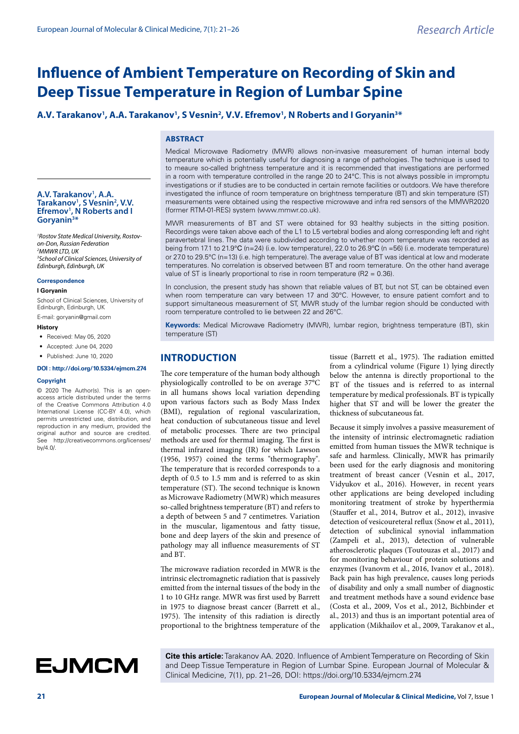# Influence of Ambient Temperature on Recording of Skin and Deep Tissue Temperature in Region of Lumbar Spine

**A.V. Tarakanov[1], A.A. Tarakanov[1], S Vesnin[2], V.V. Efremov[1], N Roberts and I Goryanin[3*]**

*[1]Rostov State Medical University, Rostov-on-Don, Russian Federation*
*[2]MMWR LTD, UK*
*[3]School of Clinical Sciences, University of Edinburgh, Edinburgh, UK*

**Correspondence**

**I Goryanin**

School of Clinical Sciences, University of Edinburgh, Edinburgh, UK

E-mail: goryanin@gmail.com

**History**

- Received: May 05, 2020
- Accepted: June 04, 2020
- Published: June 10, 2020

**DOI : http://doi.org/10.5334/ejmcm.274**

**Copyright**

© 2020 The Author(s). This is an open-access article distributed under the terms of the Creative Commons Attribution 4.0 International License (CC-BY 4.0), which permits unrestricted use, distribution, and reproduction in any medium, provided the original author and source are credited. See http://creativecommons.org/licenses/by/4.0/.

## ABSTRACT

Medical Microwave Radiometry (MWR) allows non-invasive measurement of human internal body temperature which is potentially useful for diagnosing a range of pathologies. The technique is used to to meaure so-called brightness temperature and it is recommended that investigations are performed in a room with temperature controlled in the range 20 to 24°C. This is not always possible in impromptu investigations or if studies are to be conducted in certain remote facilities or outdoors. We have therefore investigated the infuence of room temperature on brightness temperature (BT) and skin temperature (ST) measurements were obtained using the respective microwave and infra red sensors of the MMWR2020 (former RTM-01-RES) system (www.mmwr.co.uk).

MWR measurements of BT and ST were obtained for 93 healthy subjects in the sitting position. Recordings were taken above each of the L1 to L5 vertebral bodies and along corresponding left and right paravertebral lines. The data were subdivided according to whether room temperature was recorded as being from 17.1 to 21.9°C (n=24) (i.e. low temperature), 22.0 to 26.9°C (n =56) (i.e. moderate temperature) or 27.0 to 29.5°C (n=13) (i.e. high temperature). The average value of BT was identical at low and moderate temperatures. No correlation is observed between BT and room temerature. On the other hand average value of ST is linearly proportional to rise in room temperature ($R2 = 0.36$).

In conclusion, the present study has shown that reliable values of BT, but not ST, can be obtained even when room temperature can vary between 17 and 30°C. However, to ensure patient comfort and to support simultaneous measurement of ST, MWR study of the lumbar region should be conducted with room temperature controlled to lie between 22 and 26°C.

**Keywords:** Medical Microwave Radiometry (MWR), lumbar region, brightness temperature (BT), skin temperature (ST)

## INTRODUCTION

The core temperature of the human body although physiologically controlled to be on average 37°C in all humans shows local variation depending upon various factors such as Body Mass Index (BMI), regulation of regional vascularization, heat conduction of subcutaneous tissue and level of metabolic processes. There are two principal methods are used for thermal imaging. The first is thermal infrared imaging (IR) for which Lawson (1956, 1957) coined the terms "thermography". The temperature that is recorded corresponds to a depth of 0.5 to 1.5 mm and is referred to as skin temperature (ST). The second technique is known as Microwave Radiometry (MWR) which measures so-called brightness temperature (BT) and refers to a depth of between 5 and 7 centimetres. Variation in the muscular, ligamentous and fatty tissue, bone and deep layers of the skin and presence of pathology may all influence measurements of ST and BT.

The microwave radiation recorded in MWR is the intrinsic electromagnetic radiation that is passively emitted from the internal tissues of the body in the 1 to 10 GHz range. MWR was first used by Barrett in 1975 to diagnose breast cancer (Barrett et al., 1975). The intensity of this radiation is directly proportional to the brightness temperature of the tissue (Barrett et al., 1975). The radiation emitted from a cylindrical volume (Figure 1) lying directly below the antenna is directly proportional to the BT of the tissues and is referred to as internal temperature by medical professionals. BT is typically higher that ST and will be lower the greater the thickness of subcutaneous fat.

Because it simply involves a passive measurement of the intensity of intrinsic electromagnetic radiation emitted from human tissues the MWR technique is safe and harmless. Clinically, MWR has primarily been used for the early diagnosis and monitoring treatment of breast cancer (Vesnin et al., 2017, Vidyukov et al., 2016). However, in recent years other applications are being developed including monitoring treatment of stroke by hyperthermia (Stauffer et al., 2014, Butrov et al., 2012), invasive detection of vesicoureteral reflux (Snow et al., 2011), detection of subclinical synovial inflammation (Zampeli et al., 2013), detection of vulnerable atherosclerotic plaques (Toutouzas et al., 2017) and for monitoring behaviour of protein solutions and enzymes (Ivanovm et al., 2016, Ivanov et al., 2018). Back pain has high prevalence, causes long periods of disability and only a small number of diagnostic and treatment methods have a sound evidence base (Costa et al., 2009, Vos et al., 2012, Bichbinder et al., 2013) and thus is an important potential area of application (Mikhailov et al., 2009, Tarakanov et al.,

**Cite this article:** Tarakanov AA. 2020. Influence of Ambient Temperature on Recording of Skin and Deep Tissue Temperature in Region of Lumbar Spine. European Journal of Molecular & Clinical Medicine, 7(1), pp. 21–26, DOI: https://doi.org/10.5334/ejmcm.274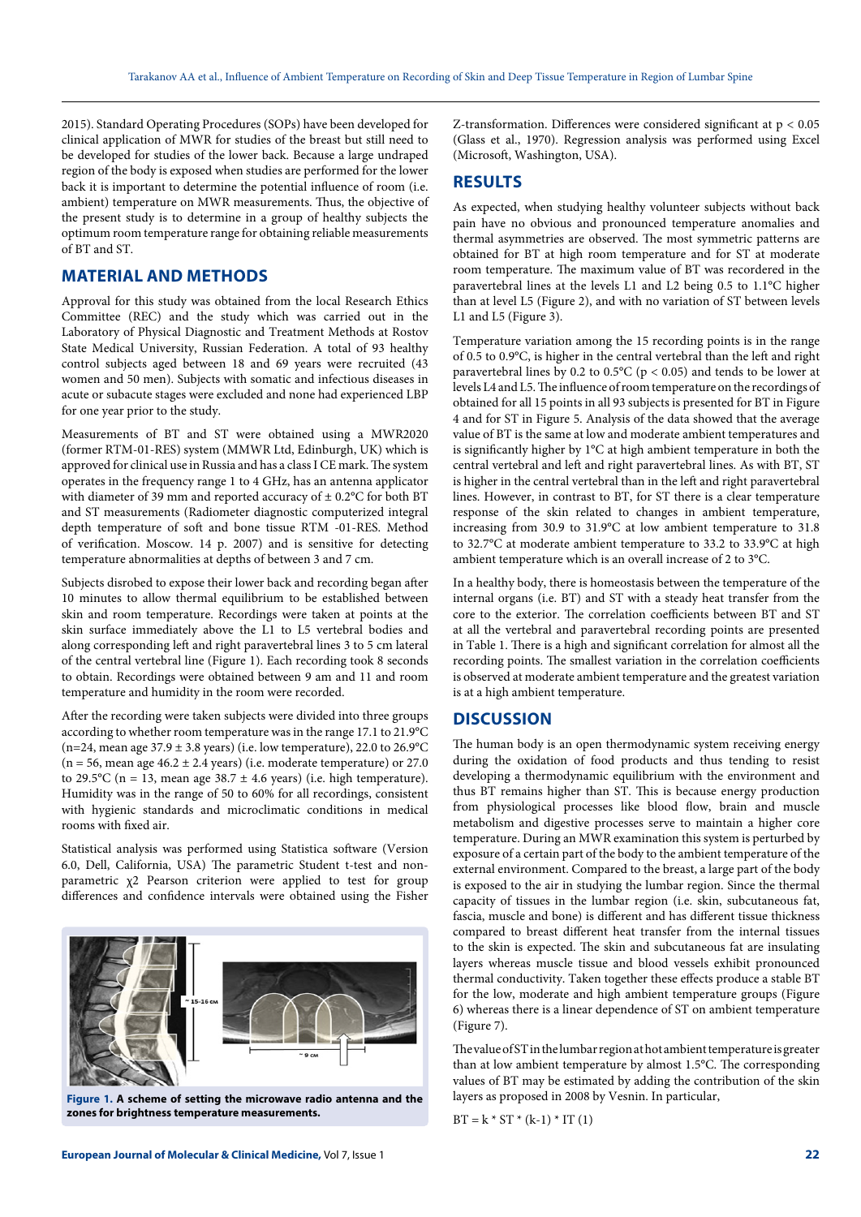2015). Standard Operating Procedures (SOPs) have been developed for clinical application of MWR for studies of the breast but still need to be developed for studies of the lower back. Because a large undraped region of the body is exposed when studies are performed for the lower back it is important to determine the potential influence of room (i.e. ambient) temperature on MWR measurements. Thus, the objective of the present study is to determine in a group of healthy subjects the optimum room temperature range for obtaining reliable measurements of BT and ST.

## MATERIAL AND METHODS

Approval for this study was obtained from the local Research Ethics Committee (REC) and the study which was carried out in the Laboratory of Physical Diagnostic and Treatment Methods at Rostov State Medical University, Russian Federation. A total of 93 healthy control subjects aged between 18 and 69 years were recruited (43 women and 50 men). Subjects with somatic and infectious diseases in acute or subacute stages were excluded and none had experienced LBP for one year prior to the study.

Measurements of BT and ST were obtained using a MWR2020 (former RTM-01-RES) system (MMWR Ltd, Edinburgh, UK) which is approved for clinical use in Russia and has a class I CE mark. The system operates in the frequency range 1 to 4 GHz, has an antenna applicator with diameter of 39 mm and reported accuracy of ± 0.2°C for both BT and ST measurements (Radiometer diagnostic computerized integral depth temperature of soft and bone tissue RTM -01-RES. Method of verification. Moscow. 14 p. 2007) and is sensitive for detecting temperature abnormalities at depths of between 3 and 7 cm.

Subjects disrobed to expose their lower back and recording began after 10 minutes to allow thermal equilibrium to be established between skin and room temperature. Recordings were taken at points at the skin surface immediately above the L1 to L5 vertebral bodies and along corresponding left and right paravertebral lines 3 to 5 cm lateral of the central vertebral line (Figure 1). Each recording took 8 seconds to obtain. Recordings were obtained between 9 am and 11 and room temperature and humidity in the room were recorded.

After the recording were taken subjects were divided into three groups according to whether room temperature was in the range 17.1 to 21.9°C (n=24, mean age 37.9 ± 3.8 years) (i.e. low temperature), 22.0 to 26.9°C (n = 56, mean age 46.2 ± 2.4 years) (i.e. moderate temperature) or 27.0 to 29.5°C (n = 13, mean age 38.7 ± 4.6 years) (i.e. high temperature). Humidity was in the range of 50 to 60% for all recordings, consistent with hygienic standards and microclimatic conditions in medical rooms with fixed air.

Statistical analysis was performed using Statistica software (Version 6.0, Dell, California, USA) The parametric Student t-test and non-parametric $\chi^2$ Pearson criterion were applied to test for group differences and confidence intervals were obtained using the Fisher Z-transformation. Differences were considered significant at $p < 0.05$ (Glass et al., 1970). Regression analysis was performed using Excel (Microsoft, Washington, USA).

**Figure 1. A scheme of setting the microwave radio antenna and the zones for brightness temperature measurements.**

## RESULTS

As expected, when studying healthy volunteer subjects without back pain have no obvious and pronounced temperature anomalies and thermal asymmetries are observed. The most symmetric patterns are obtained for BT at high room temperature and for ST at moderate room temperature. The maximum value of BT was recordered in the paravertebral lines at the levels L1 and L2 being 0.5 to 1.1°C higher than at level L5 (Figure 2), and with no variation of ST between levels L1 and L5 (Figure 3).

Temperature variation among the 15 recording points is in the range of 0.5 to 0.9°C, is higher in the central vertebral than the left and right paravertebral lines by 0.2 to 0.5°C ($p < 0.05$) and tends to be lower at levels L4 and L5. The influence of room temperature on the recordings of obtained for all 15 points in all 93 subjects is presented for BT in Figure 4 and for ST in Figure 5. Analysis of the data showed that the average value of BT is the same at low and moderate ambient temperatures and is significantly higher by 1°C at high ambient temperature in both the central vertebral and left and right paravertebral lines. As with BT, ST is higher in the central vertebral than in the left and right paravertebral lines. However, in contrast to BT, for ST there is a clear temperature response of the skin related to changes in ambient temperature, increasing from 30.9 to 31.9°C at low ambient temperature to 31.8 to 32.7°C at moderate ambient temperature to 33.2 to 33.9°C at high ambient temperature which is an overall increase of 2 to 3°C.

In a healthy body, there is homeostasis between the temperature of the internal organs (i.e. BT) and ST with a steady heat transfer from the core to the exterior. The correlation coefficients between BT and ST at all the vertebral and paravertebral recording points are presented in Table 1. There is a high and significant correlation for almost all the recording points. The smallest variation in the correlation coefficients is observed at moderate ambient temperature and the greatest variation is at a high ambient temperature.

## DISCUSSION

The human body is an open thermodynamic system receiving energy during the oxidation of food products and thus tending to resist developing a thermodynamic equilibrium with the environment and thus BT remains higher than ST. This is because energy production from physiological processes like blood flow, brain and muscle metabolism and digestive processes serve to maintain a higher core temperature. During an MWR examination this system is perturbed by exposure of a certain part of the body to the ambient temperature of the external environment. Compared to the breast, a large part of the body is exposed to the air in studying the lumbar region. Since the thermal capacity of tissues in the lumbar region (i.e. skin, subcutaneous fat, fascia, muscle and bone) is different and has different tissue thickness compared to breast different heat transfer from the internal tissues to the skin is expected. The skin and subcutaneous fat are insulating layers whereas muscle tissue and blood vessels exhibit pronounced thermal conductivity. Taken together these effects produce a stable BT for the low, moderate and high ambient temperature groups (Figure 6) whereas there is a linear dependence of ST on ambient temperature (Figure 7).

The value of ST in the lumbar region at hot ambient temperature is greater than at low ambient temperature by almost 1.5°C. The corresponding values of BT may be estimated by adding the contribution of the skin layers as proposed in 2008 by Vesnin. In particular,

$$BT = k * ST * (k-1) * IT \quad (1)$$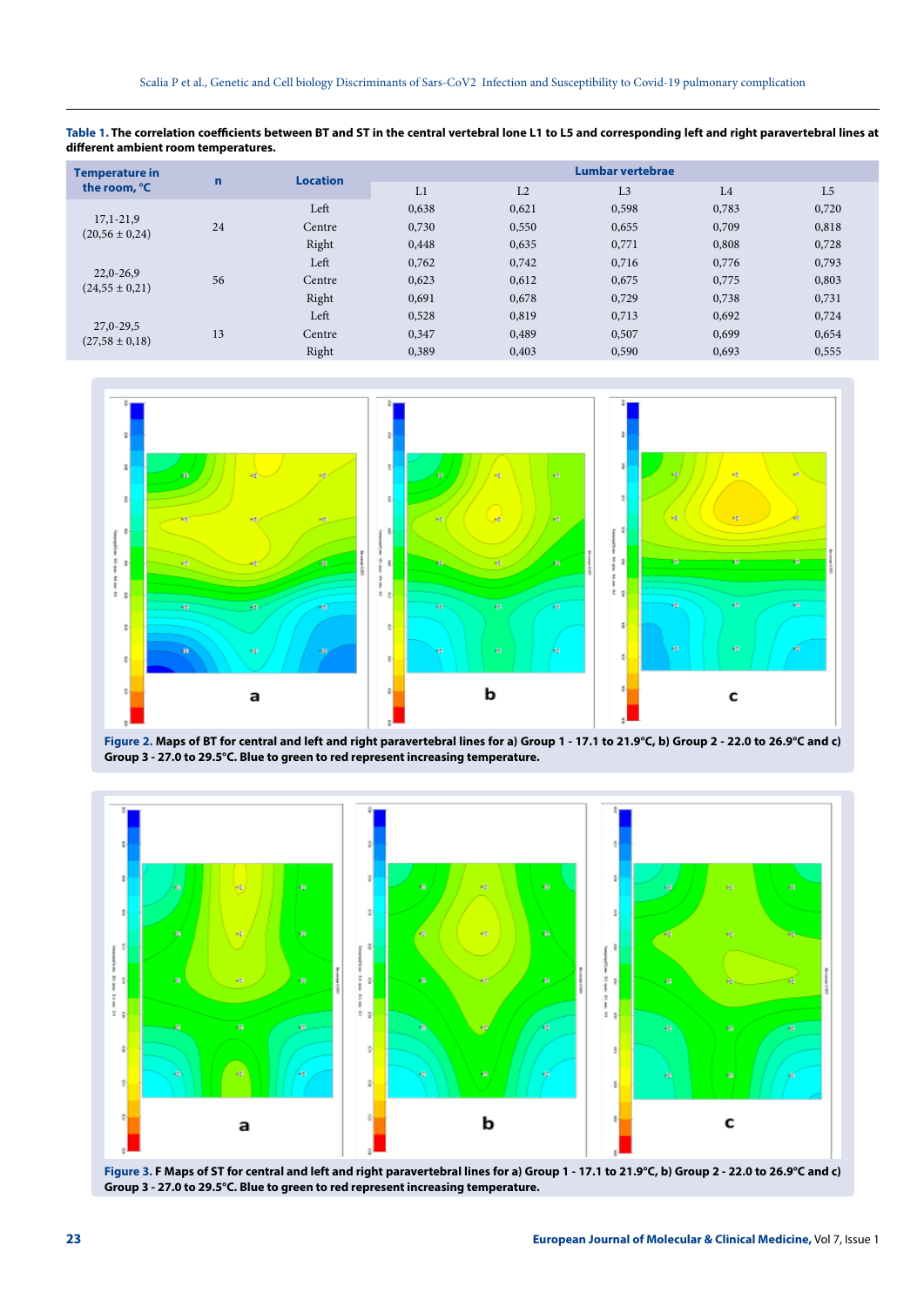**Table 1. The correlation coefficients between BT and ST in the central vertebral lone L1 to L5 and corresponding left and right paravertebral lines at different ambient room temperatures.**

| Temperature in the room, °C | n | Location | Lumbar vertebrae | | | | |
|---|---|---|---|---|---|---|---|
| | | | L1 | L2 | L3 | L4 | L5 |
| 17,1-21,9 (20,56 ± 0,24) | 24 | Left | 0,638 | 0,621 | 0,598 | 0,783 | 0,720 |
| | | Centre | 0,730 | 0,550 | 0,655 | 0,709 | 0,818 |
| | | Right | 0,448 | 0,635 | 0,771 | 0,808 | 0,728 |
| 22,0-26,9 (24,55 ± 0,21) | 56 | Left | 0,762 | 0,742 | 0,716 | 0,776 | 0,793 |
| | | Centre | 0,623 | 0,612 | 0,675 | 0,775 | 0,803 |
| | | Right | 0,691 | 0,678 | 0,729 | 0,738 | 0,731 |
| 27,0-29,5 (27,58 ± 0,18) | 13 | Left | 0,528 | 0,819 | 0,713 | 0,692 | 0,724 |
| | | Centre | 0,347 | 0,489 | 0,507 | 0,699 | 0,654 |
| | | Right | 0,389 | 0,403 | 0,590 | 0,693 | 0,555 |

**Figure 2.** Maps of BT for central and left and right paravertebral lines for a) Group 1 - 17.1 to 21.9°C, b) Group 2 - 22.0 to 26.9°C and c) Group 3 - 27.0 to 29.5°C. Blue to green to red represent increasing temperature.

**Figure 3.** F Maps of ST for central and left and right paravertebral lines for a) Group 1 - 17.1 to 21.9°C, b) Group 2 - 22.0 to 26.9°C and c) Group 3 - 27.0 to 29.5°C. Blue to green to red represent increasing temperature.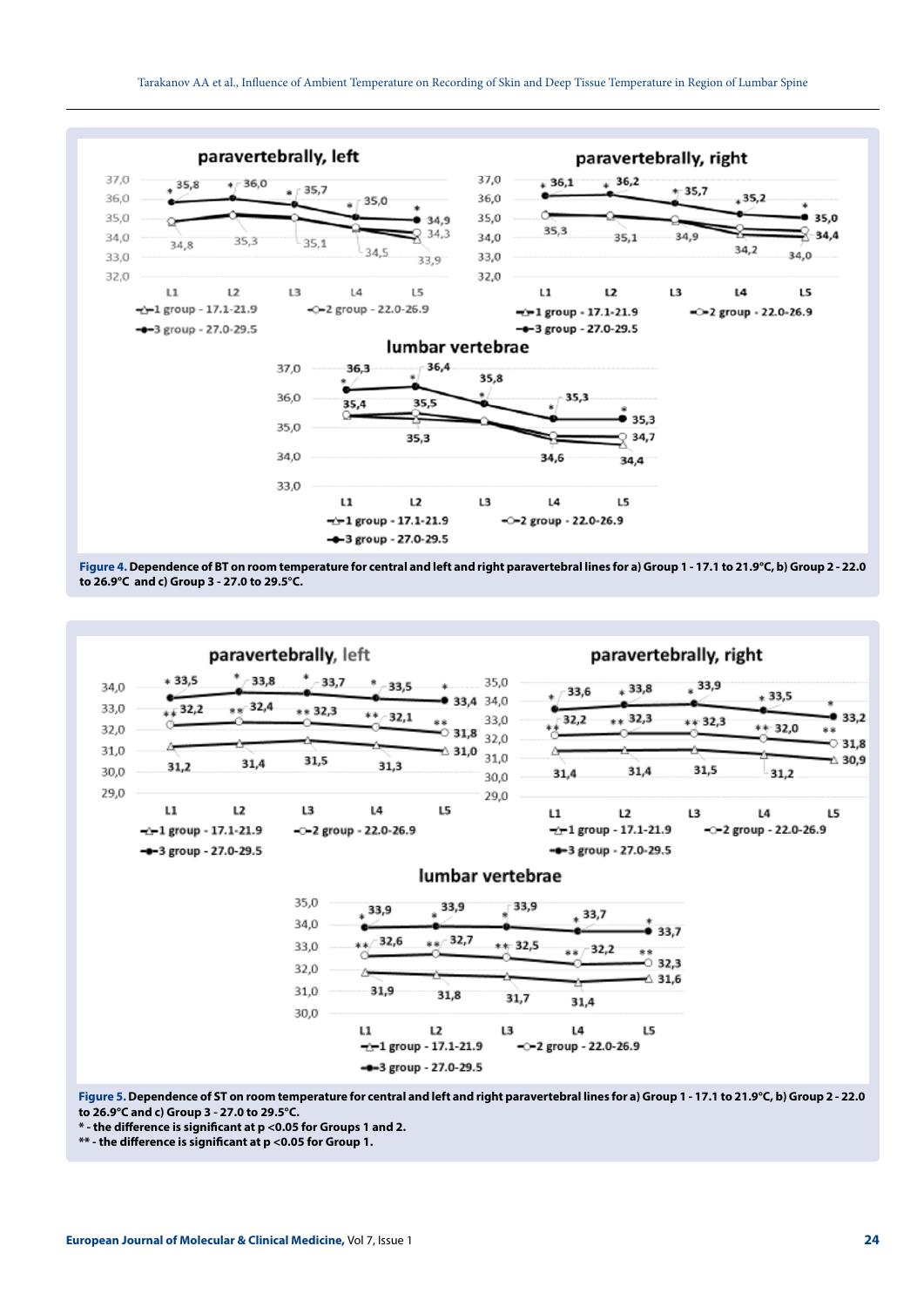**Figure 4.** Dependence of BT on room temperature for central and left and right paravertebral lines for a) Group 1 - 17.1 to 21.9°C, b) Group 2 - 22.0 to 26.9°C and c) Group 3 - 27.0 to 29.5°C.

**Figure 5.** Dependence of ST on room temperature for central and left and right paravertebral lines for a) Group 1 - 17.1 to 21.9°C, b) Group 2 - 22.0 to 26.9°C and c) Group 3 - 27.0 to 29.5°C.
**\* - the difference is significant at p <0.05 for Groups 1 and 2.**
**\*\* - the difference is significant at p <0.05 for Group 1.**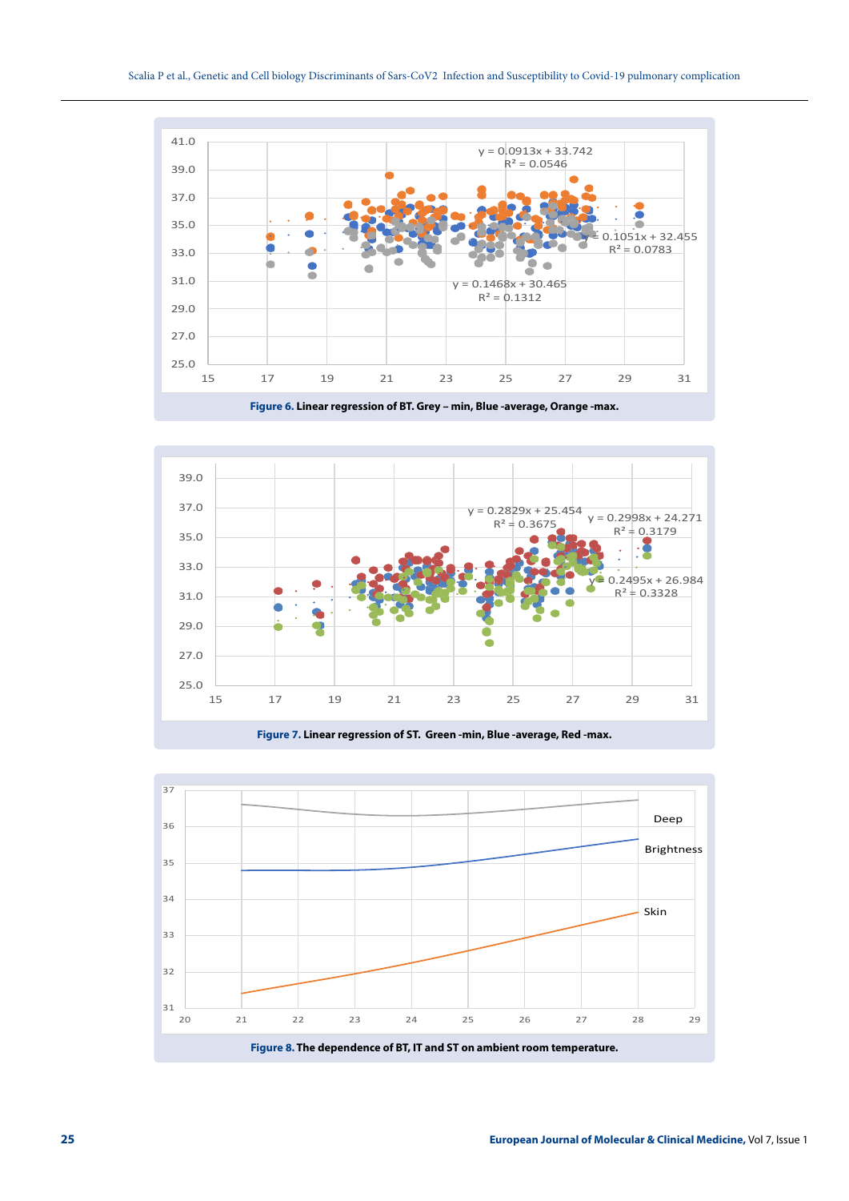Figure 6. Linear regression of BT. Grey – min, Blue -average, Orange -max.

Figure 7. Linear regression of ST. Green -min, Blue -average, Red -max.

Figure 8. The dependence of BT, IT and ST on ambient room temperature.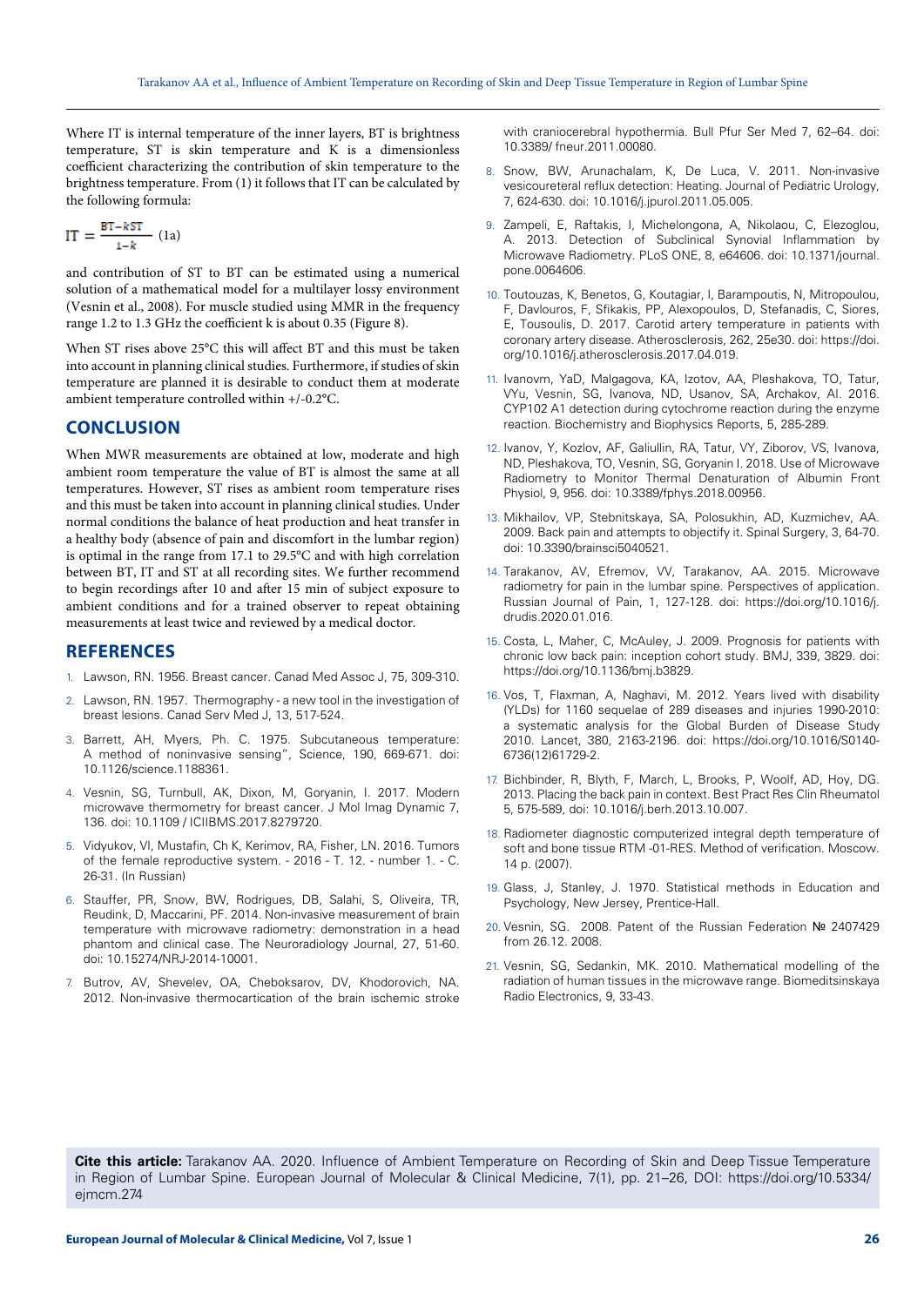Where IT is internal temperature of the inner layers, BT is brightness temperature, ST is skin temperature and K is a dimensionless coefficient characterizing the contribution of skin temperature to the brightness temperature. From (1) it follows that IT can be calculated by the following formula:

$$IT = \frac{BT - kST}{1 - k} \quad (1a)$$

and contribution of ST to BT can be estimated using a numerical solution of a mathematical model for a multilayer lossy environment (Vesnin et al., 2008). For muscle studied using MMR in the frequency range 1.2 to 1.3 GHz the coefficient k is about 0.35 (Figure 8).

When ST rises above 25°C this will affect BT and this must be taken into account in planning clinical studies. Furthermore, if studies of skin temperature are planned it is desirable to conduct them at moderate ambient temperature controlled within +/-0.2°C.

## CONCLUSION

When MWR measurements are obtained at low, moderate and high ambient room temperature the value of BT is almost the same at all temperatures. However, ST rises as ambient room temperature rises and this must be taken into account in planning clinical studies. Under normal conditions the balance of heat production and heat transfer in a healthy body (absence of pain and discomfort in the lumbar region) is optimal in the range from 17.1 to 29.5°C and with high correlation between BT, IT and ST at all recording sites. We further recommend to begin recordings after 10 and after 15 min of subject exposure to ambient conditions and for a trained observer to repeat obtaining measurements at least twice and reviewed by a medical doctor.

## REFERENCES

1. Lawson, RN. 1956. Breast cancer. Canad Med Assoc J, 75, 309-310.
2. Lawson, RN. 1957. Thermography - a new tool in the investigation of breast lesions. Canad Serv Med J, 13, 517-524.
3. Barrett, AH, Myers, Ph. C. 1975. Subcutaneous temperature: A method of noninvasive sensing", Science, 190, 669-671. doi: 10.1126/science.1188361.
4. Vesnin, SG, Turnbull, AK, Dixon, M, Goryanin, I. 2017. Modern microwave thermometry for breast cancer. J Mol Imag Dynamic 7, 136. doi: 10.1109 / ICIIBMS.2017.8279720.
5. Vidyukov, VI, Mustafin, Ch K, Kerimov, RA, Fisher, LN. 2016. Tumors of the female reproductive system. - 2016 - T. 12. - number 1. - C. 26-31. (In Russian)
6. Stauffer, PR, Snow, BW, Rodrigues, DB, Salahi, S, Oliveira, TR, Reudink, D, Maccarini, PF. 2014. Non-invasive measurement of brain temperature with microwave radiometry: demonstration in a head phantom and clinical case. The Neuroradiology Journal, 27, 51-60. doi: 10.15274/NRJ-2014-10001.
7. Butrov, AV, Shevelev, OA, Cheboksarov, DV, Khodorovich, NA. 2012. Non-invasive thermocartication of the brain ischemic stroke with craniocerebral hypothermia. Bull Pfur Ser Med 7, 62–64. doi: 10.3389/ fneur.2011.00080.
8. Snow, BW, Arunachalam, K, De Luca, V. 2011. Non-invasive vesicoureteral reflux detection: Heating. Journal of Pediatric Urology, 7, 624-630. doi: 10.1016/j.jpurol.2011.05.005.
9. Zampeli, E, Raftakis, I, Michelongona, A, Nikolaou, C, Elezoglou, A. 2013. Detection of Subclinical Synovial Inflammation by Microwave Radiometry. PLoS ONE, 8, e64606. doi: 10.1371/journal.pone.0064606.
10. Toutouzas, K, Benetos, G, Koutagiar, I, Barampoutis, N, Mitropoulou, F, Davlouros, F, Sfikakis, PP, Alexopoulos, D, Stefanadis, C, Siores, E, Tousoulis, D. 2017. Carotid artery temperature in patients with coronary artery disease. Atherosclerosis, 262, 25e30. doi: https://doi.org/10.1016/j.atherosclerosis.2017.04.019.
11. Ivanovm, YaD, Malgagova, KA, Izotov, AA, Pleshakova, TO, Tatur, VYu, Vesnin, SG, Ivanova, ND, Usanov, SA, Archakov, AI. 2016. CYP102 A1 detection during cytochrome reaction during the enzyme reaction. Biochemistry and Biophysics Reports, 5, 285-289.
12. Ivanov, Y, Kozlov, AF, Galiullin, RA, Tatur, VY, Ziborov, VS, Ivanova, ND, Pleshakova, TO, Vesnin, SG, Goryanin I. 2018. Use of Microwave Radiometry to Monitor Thermal Denaturation of Albumin Front Physiol, 9, 956. doi: 10.3389/fphys.2018.00956.
13. Mikhailov, VP, Stebnitskaya, SA, Polosukhin, AD, Kuzmichev, AA. 2009. Back pain and attempts to objectify it. Spinal Surgery, 3, 64-70. doi: 10.3390/brainsci5040521.
14. Tarakanov, AV, Efremov, VV, Tarakanov, AA. 2015. Microwave radiometry for pain in the lumbar spine. Perspectives of application. Russian Journal of Pain, 1, 127-128. doi: https://doi.org/10.1016/j.drudis.2020.01.016.
15. Costa, L, Maher, C, McAuley, J. 2009. Prognosis for patients with chronic low back pain: inception cohort study. BMJ, 339, 3829. doi: https://doi.org/10.1136/bmj.b3829.
16. Vos, T, Flaxman, A, Naghavi, M. 2012. Years lived with disability (YLDs) for 1160 sequelae of 289 diseases and injuries 1990-2010: a systematic analysis for the Global Burden of Disease Study 2010. Lancet, 380, 2163-2196. doi: https://doi.org/10.1016/S0140-6736(12)61729-2.
17. Bichbinder, R, Blyth, F, March, L, Brooks, P, Woolf, AD, Hoy, DG. 2013. Placing the back pain in context. Best Pract Res Clin Rheumatol 5, 575-589, doi: 10.1016/j.berh.2013.10.007.
18. Radiometer diagnostic computerized integral depth temperature of soft and bone tissue RTM -01-RES. Method of verification. Moscow. 14 p. (2007).
19. Glass, J, Stanley, J. 1970. Statistical methods in Education and Psychology, New Jersey, Prentice-Hall.
20. Vesnin, SG. 2008. Patent of the Russian Federation № 2407429 from 26.12. 2008.
21. Vesnin, SG, Sedankin, MK. 2010. Mathematical modelling of the radiation of human tissues in the microwave range. Biomeditsinskaya Radio Electronics, 9, 33-43.

**Cite this article:** Tarakanov AA. 2020. Influence of Ambient Temperature on Recording of Skin and Deep Tissue Temperature in Region of Lumbar Spine. European Journal of Molecular & Clinical Medicine, 7(1), pp. 21–26, DOI: https://doi.org/10.5334/ejmcm.274